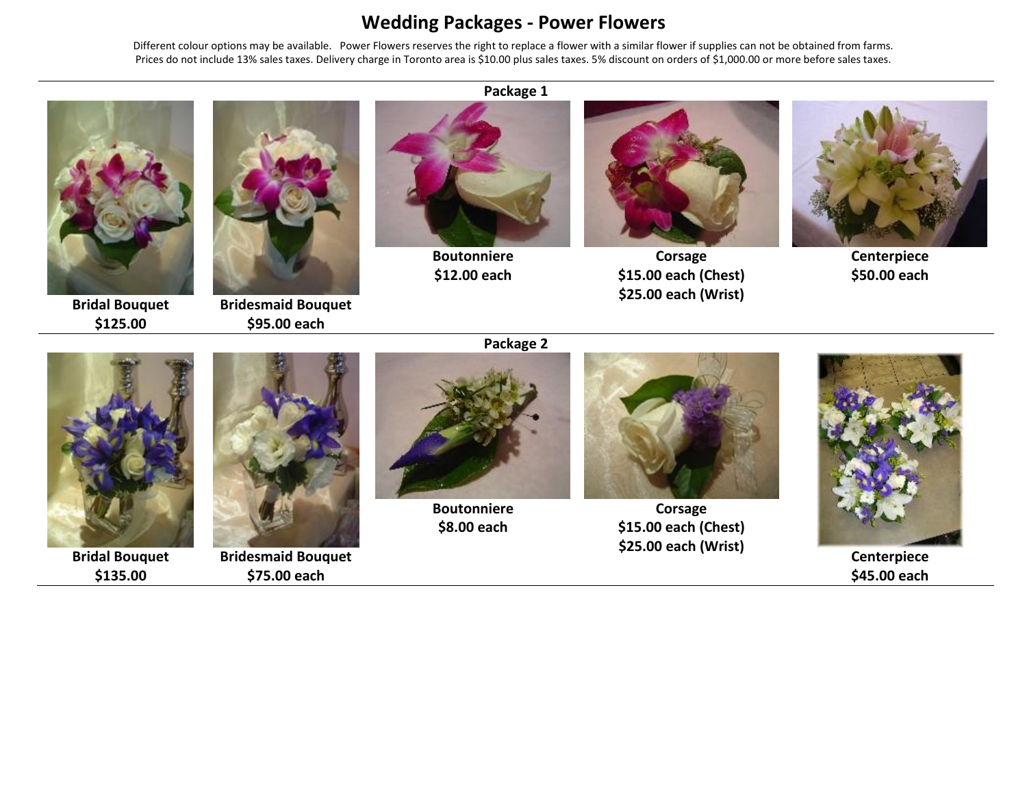# Wedding Packages - Power Flowers

Different colour options may be available. Power Flowers reserves the right to replace a flower with a similar flower if supplies can not be obtained from farms.
Prices do not include 13% sales taxes. Delivery charge in Toronto area is $10.00 plus sales taxes. 5% discount on orders of $1,000.00 or more before sales taxes.

## Package 1

**Bridal Bouquet**
**$125.00**

**Bridesmaid Bouquet**
**$95.00 each**

**Boutonniere**
**$12.00 each**

**Corsage**
**$15.00 each (Chest)**
**$25.00 each (Wrist)**

**Centerpiece**
**$50.00 each**

## Package 2

**Bridal Bouquet**
**$135.00**

**Bridesmaid Bouquet**
**$75.00 each**

**Boutonniere**
**$8.00 each**

**Corsage**
**$15.00 each (Chest)**
**$25.00 each (Wrist)**

**Centerpiece**
**$45.00 each**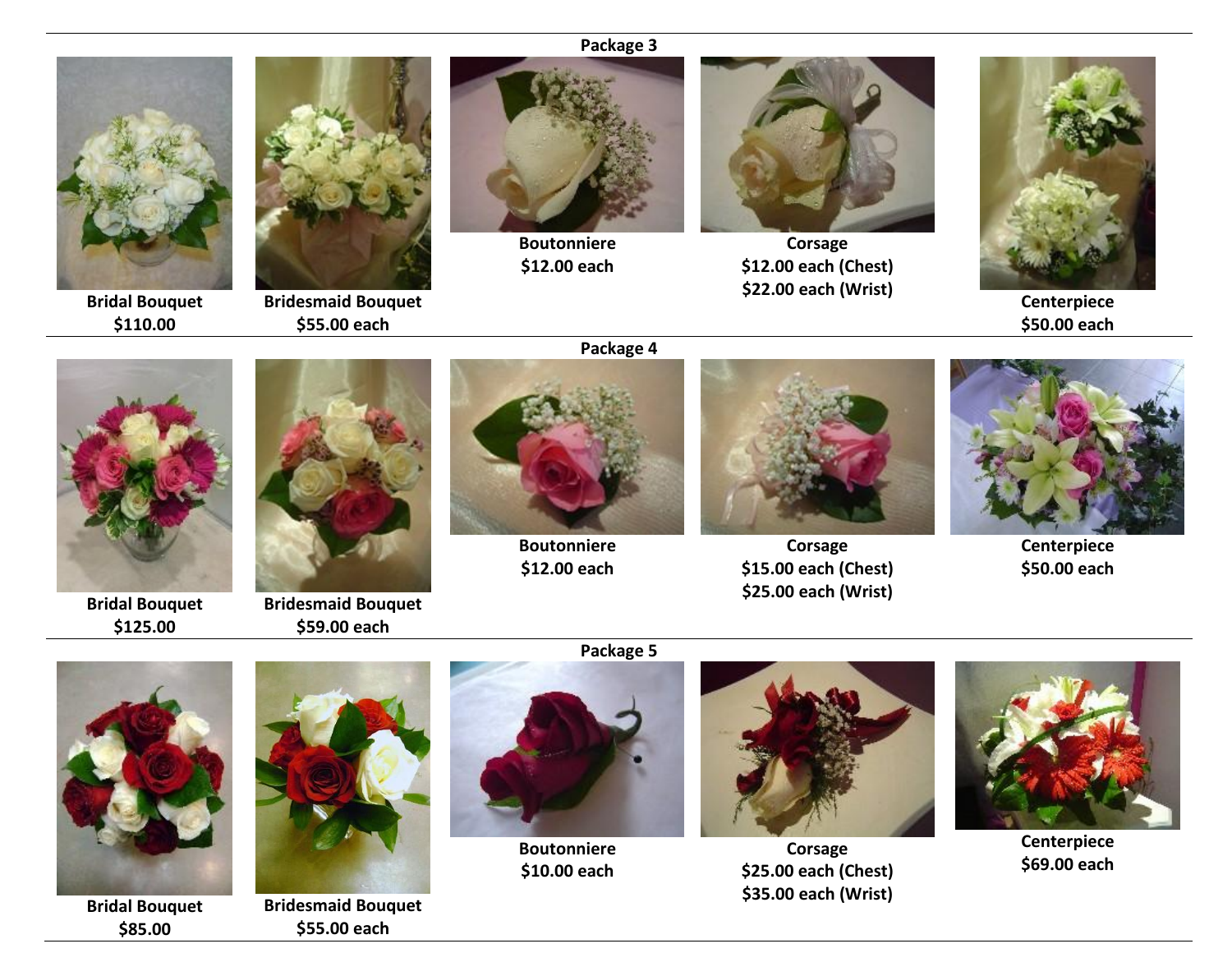## Package 3

| Bridal Bouquet | Bridesmaid Bouquet | Boutonniere | Corsage | Centerpiece |
|---|---|---|---|---|
| $110.00 | $55.00 each | $12.00 each | $12.00 each (Chest)<br>$22.00 each (Wrist) | $50.00 each |

## Package 4

| Bridal Bouquet | Bridesmaid Bouquet | Boutonniere | Corsage | Centerpiece |
|---|---|---|---|---|
| $125.00 | $59.00 each | $12.00 each | $15.00 each (Chest)<br>$25.00 each (Wrist) | $50.00 each |

## Package 5

| Bridal Bouquet | Bridesmaid Bouquet | Boutonniere | Corsage | Centerpiece |
|---|---|---|---|---|
| $85.00 | $55.00 each | $10.00 each | $25.00 each (Chest)<br>$35.00 each (Wrist) | $69.00 each |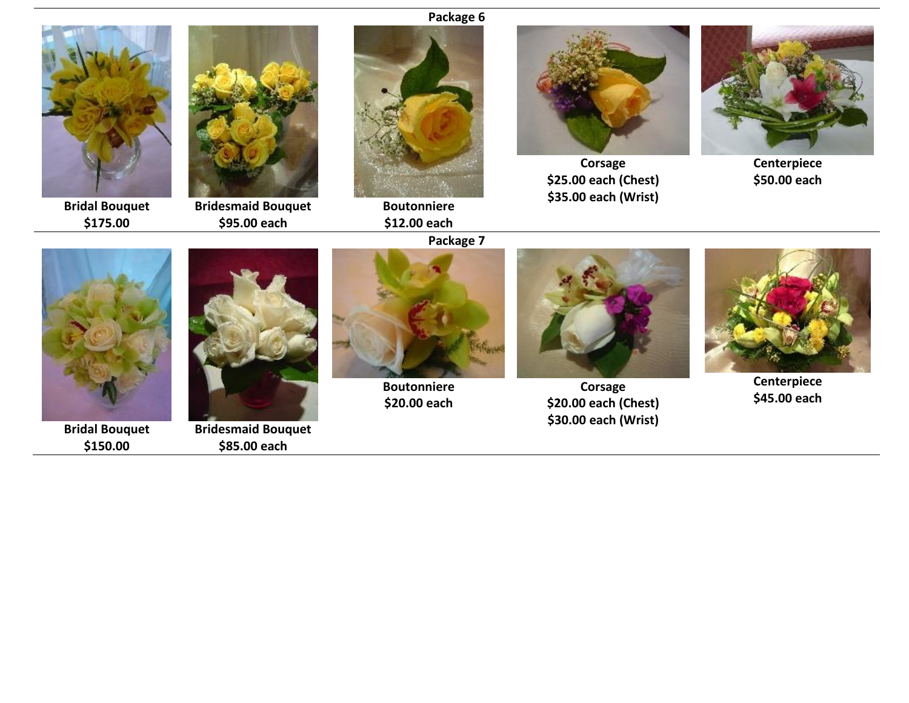## Package 6

**Bridal Bouquet**
**$175.00**

**Bridesmaid Bouquet**
**$95.00 each**

**Boutonniere**
**$12.00 each**

**Corsage**
**$25.00 each (Chest)**
**$35.00 each (Wrist)**

**Centerpiece**
**$50.00 each**

## Package 7

**Bridal Bouquet**
**$150.00**

**Bridesmaid Bouquet**
**$85.00 each**

**Boutonniere**
**$20.00 each**

**Corsage**
**$20.00 each (Chest)**
**$30.00 each (Wrist)**

**Centerpiece**
**$45.00 each**